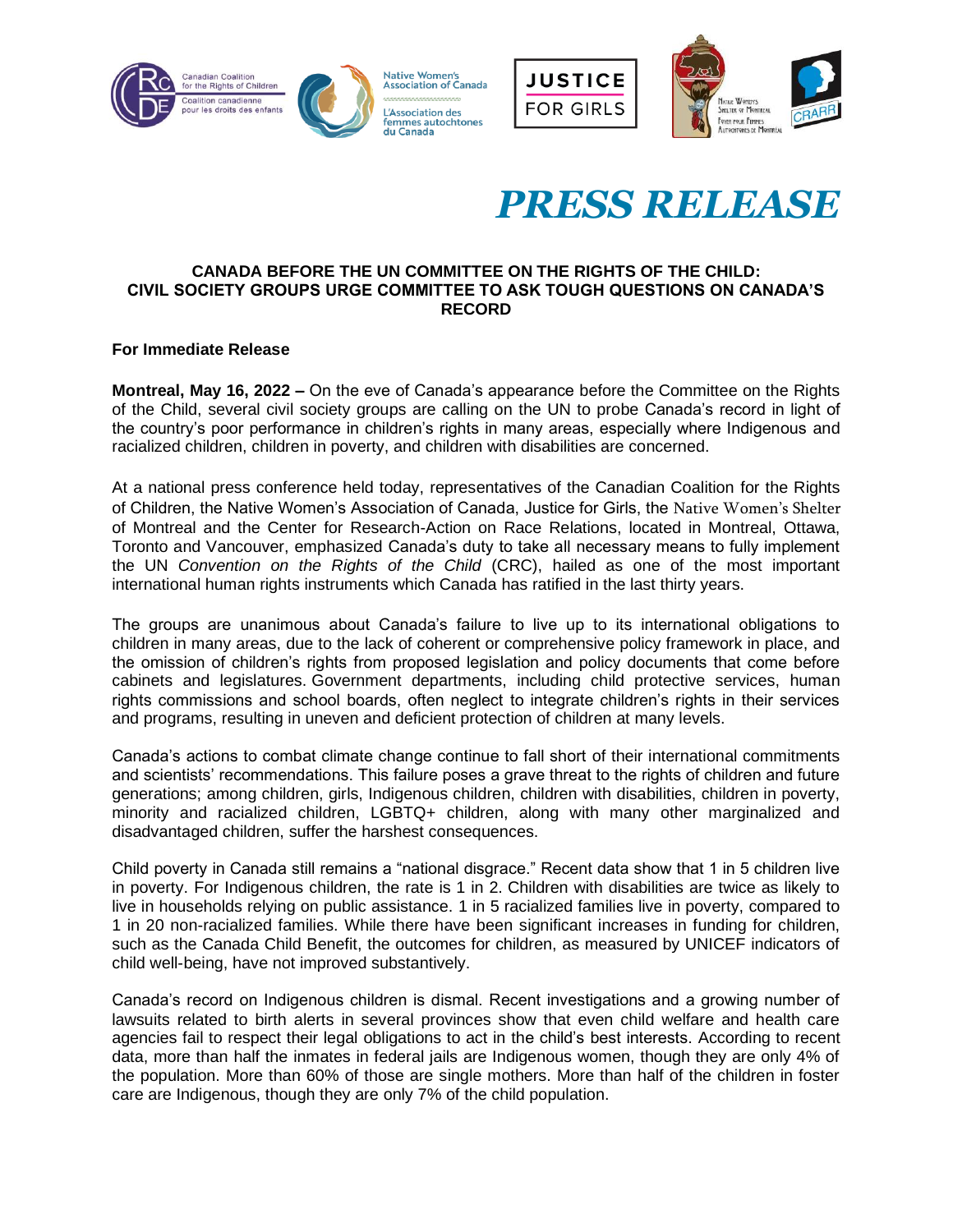# PRESS RELEASE

**CANADA BEFORE THE UN COMMITTEE ON THE RIGHTS OF THE CHILD: CIVIL SOCIETY GROUPS URGE COMMITTEE TO ASK TOUGH QUESTIONS ON CANADA'S RECORD**

**For Immediate Release**

**Montreal, May 16, 2022 –** On the eve of Canada's appearance before the Committee on the Rights of the Child, several civil society groups are calling on the UN to probe Canada's record in light of the country's poor performance in children's rights in many areas, especially where Indigenous and racialized children, children in poverty, and children with disabilities are concerned.

At a national press conference held today, representatives of the Canadian Coalition for the Rights of Children, the Native Women's Association of Canada, Justice for Girls, the Native Women's Shelter of Montreal and the Center for Research-Action on Race Relations, located in Montreal, Ottawa, Toronto and Vancouver, emphasized Canada's duty to take all necessary means to fully implement the UN *Convention on the Rights of the Child* (CRC), hailed as one of the most important international human rights instruments which Canada has ratified in the last thirty years.

The groups are unanimous about Canada's failure to live up to its international obligations to children in many areas, due to the lack of coherent or comprehensive policy framework in place, and the omission of children's rights from proposed legislation and policy documents that come before cabinets and legislatures. Government departments, including child protective services, human rights commissions and school boards, often neglect to integrate children's rights in their services and programs, resulting in uneven and deficient protection of children at many levels.

Canada's actions to combat climate change continue to fall short of their international commitments and scientists' recommendations. This failure poses a grave threat to the rights of children and future generations; among children, girls, Indigenous children, children with disabilities, children in poverty, minority and racialized children, LGBTQ+ children, along with many other marginalized and disadvantaged children, suffer the harshest consequences.

Child poverty in Canada still remains a "national disgrace." Recent data show that 1 in 5 children live in poverty. For Indigenous children, the rate is 1 in 2. Children with disabilities are twice as likely to live in households relying on public assistance. 1 in 5 racialized families live in poverty, compared to 1 in 20 non-racialized families. While there have been significant increases in funding for children, such as the Canada Child Benefit, the outcomes for children, as measured by UNICEF indicators of child well-being, have not improved substantively.

Canada's record on Indigenous children is dismal. Recent investigations and a growing number of lawsuits related to birth alerts in several provinces show that even child welfare and health care agencies fail to respect their legal obligations to act in the child's best interests. According to recent data, more than half the inmates in federal jails are Indigenous women, though they are only 4% of the population. More than 60% of those are single mothers. More than half of the children in foster care are Indigenous, though they are only 7% of the child population.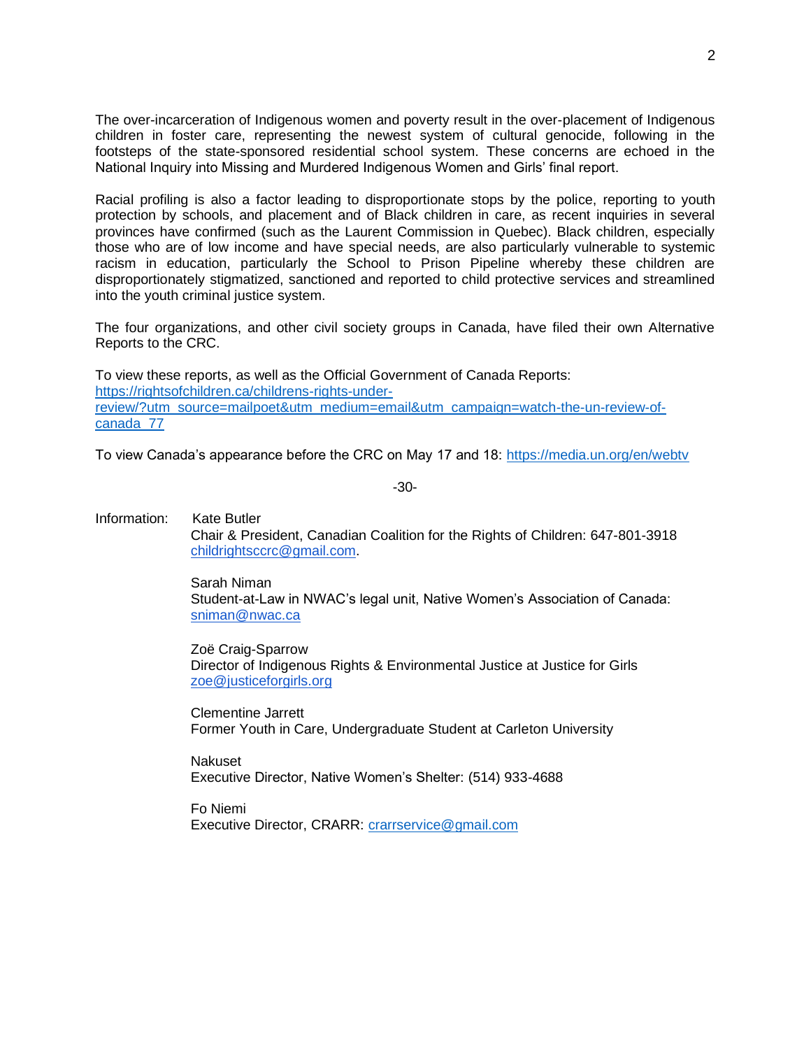The over-incarceration of Indigenous women and poverty result in the over-placement of Indigenous children in foster care, representing the newest system of cultural genocide, following in the footsteps of the state-sponsored residential school system. These concerns are echoed in the National Inquiry into Missing and Murdered Indigenous Women and Girls' final report.

Racial profiling is also a factor leading to disproportionate stops by the police, reporting to youth protection by schools, and placement and of Black children in care, as recent inquiries in several provinces have confirmed (such as the Laurent Commission in Quebec). Black children, especially those who are of low income and have special needs, are also particularly vulnerable to systemic racism in education, particularly the School to Prison Pipeline whereby these children are disproportionately stigmatized, sanctioned and reported to child protective services and streamlined into the youth criminal justice system.

The four organizations, and other civil society groups in Canada, have filed their own Alternative Reports to the CRC.

To view these reports, as well as the Official Government of Canada Reports:
https://rightsofchildren.ca/childrens-rights-under-review/?utm_source=mailpoet&utm_medium=email&utm_campaign=watch-the-un-review-of-canada_77

To view Canada's appearance before the CRC on May 17 and 18: https://media.un.org/en/webtv

-30-

Information: Kate Butler
Chair & President, Canadian Coalition for the Rights of Children: 647-801-3918
childrightsccrc@gmail.com.

Sarah Niman
Student-at-Law in NWAC's legal unit, Native Women's Association of Canada:
sniman@nwac.ca

Zoë Craig-Sparrow
Director of Indigenous Rights & Environmental Justice at Justice for Girls
zoe@justiceforgirls.org

Clementine Jarrett
Former Youth in Care, Undergraduate Student at Carleton University

Nakuset
Executive Director, Native Women's Shelter: (514) 933-4688

Fo Niemi
Executive Director, CRARR: crarrservice@gmail.com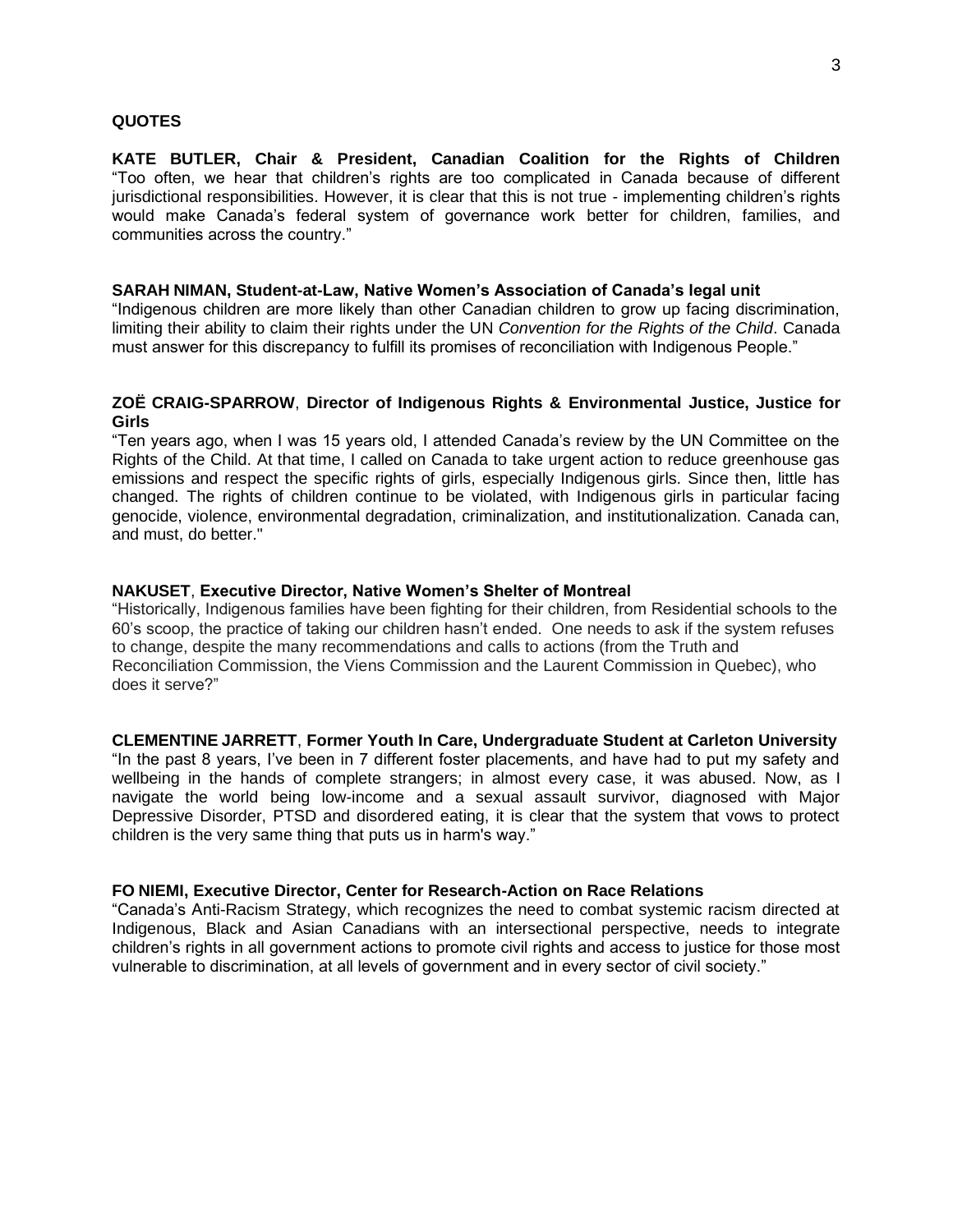## QUOTES

**KATE BUTLER, Chair & President, Canadian Coalition for the Rights of Children**
"Too often, we hear that children's rights are too complicated in Canada because of different jurisdictional responsibilities. However, it is clear that this is not true - implementing children's rights would make Canada's federal system of governance work better for children, families, and communities across the country."

**SARAH NIMAN, Student-at-Law, Native Women's Association of Canada's legal unit**
"Indigenous children are more likely than other Canadian children to grow up facing discrimination, limiting their ability to claim their rights under the UN *Convention for the Rights of the Child*. Canada must answer for this discrepancy to fulfill its promises of reconciliation with Indigenous People."

**ZOË CRAIG-SPARROW, Director of Indigenous Rights & Environmental Justice, Justice for Girls**
"Ten years ago, when I was 15 years old, I attended Canada's review by the UN Committee on the Rights of the Child. At that time, I called on Canada to take urgent action to reduce greenhouse gas emissions and respect the specific rights of girls, especially Indigenous girls. Since then, little has changed. The rights of children continue to be violated, with Indigenous girls in particular facing genocide, violence, environmental degradation, criminalization, and institutionalization. Canada can, and must, do better."

**NAKUSET, Executive Director, Native Women's Shelter of Montreal**
"Historically, Indigenous families have been fighting for their children, from Residential schools to the 60's scoop, the practice of taking our children hasn't ended. One needs to ask if the system refuses to change, despite the many recommendations and calls to actions (from the Truth and Reconciliation Commission, the Viens Commission and the Laurent Commission in Quebec), who does it serve?"

**CLEMENTINE JARRETT, Former Youth In Care, Undergraduate Student at Carleton University**
"In the past 8 years, I've been in 7 different foster placements, and have had to put my safety and wellbeing in the hands of complete strangers; in almost every case, it was abused. Now, as I navigate the world being low-income and a sexual assault survivor, diagnosed with Major Depressive Disorder, PTSD and disordered eating, it is clear that the system that vows to protect children is the very same thing that puts us in harm's way."

**FO NIEMI, Executive Director, Center for Research-Action on Race Relations**
"Canada's Anti-Racism Strategy, which recognizes the need to combat systemic racism directed at Indigenous, Black and Asian Canadians with an intersectional perspective, needs to integrate children's rights in all government actions to promote civil rights and access to justice for those most vulnerable to discrimination, at all levels of government and in every sector of civil society."